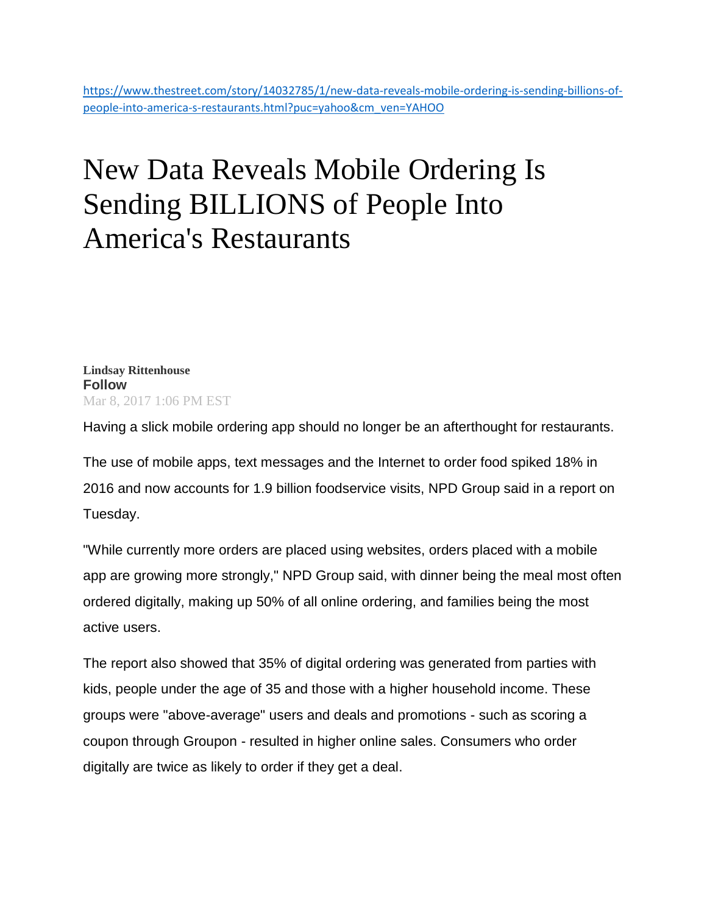https://www.thestreet.com/story/14032785/1/new-data-reveals-mobile-ordering-is-sending-billions-of-people-into-america-s-restaurants.html?puc=yahoo&cm_ven=YAHOO

# New Data Reveals Mobile Ordering Is Sending BILLIONS of People Into America's Restaurants

**Lindsay Rittenhouse**
**Follow**
Mar 8, 2017 1:06 PM EST

Having a slick mobile ordering app should no longer be an afterthought for restaurants.

The use of mobile apps, text messages and the Internet to order food spiked 18% in 2016 and now accounts for 1.9 billion foodservice visits, NPD Group said in a report on Tuesday.

"While currently more orders are placed using websites, orders placed with a mobile app are growing more strongly," NPD Group said, with dinner being the meal most often ordered digitally, making up 50% of all online ordering, and families being the most active users.

The report also showed that 35% of digital ordering was generated from parties with kids, people under the age of 35 and those with a higher household income. These groups were "above-average" users and deals and promotions - such as scoring a coupon through Groupon - resulted in higher online sales. Consumers who order digitally are twice as likely to order if they get a deal.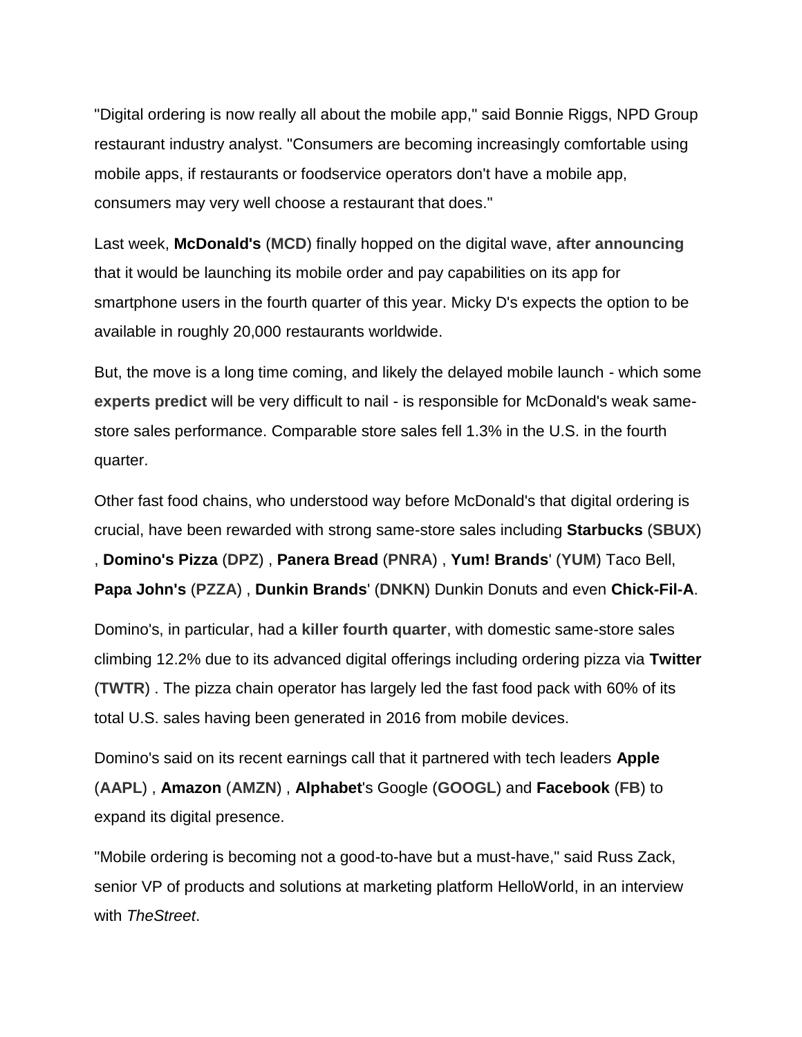"Digital ordering is now really all about the mobile app," said Bonnie Riggs, NPD Group restaurant industry analyst. "Consumers are becoming increasingly comfortable using mobile apps, if restaurants or foodservice operators don't have a mobile app, consumers may very well choose a restaurant that does."

Last week, **McDonald's** (**MCD**) finally hopped on the digital wave, **after announcing** that it would be launching its mobile order and pay capabilities on its app for smartphone users in the fourth quarter of this year. Micky D's expects the option to be available in roughly 20,000 restaurants worldwide.

But, the move is a long time coming, and likely the delayed mobile launch - which some **experts predict** will be very difficult to nail - is responsible for McDonald's weak same-store sales performance. Comparable store sales fell 1.3% in the U.S. in the fourth quarter.

Other fast food chains, who understood way before McDonald's that digital ordering is crucial, have been rewarded with strong same-store sales including **Starbucks** (**SBUX**) , **Domino's Pizza** (**DPZ**) , **Panera Bread** (**PNRA**) , **Yum! Brands**' (**YUM**) Taco Bell, **Papa John's** (**PZZA**) , **Dunkin Brands**' (**DNKN**) Dunkin Donuts and even **Chick-Fil-A**.

Domino's, in particular, had a **killer fourth quarter**, with domestic same-store sales climbing 12.2% due to its advanced digital offerings including ordering pizza via **Twitter** (**TWTR**) . The pizza chain operator has largely led the fast food pack with 60% of its total U.S. sales having been generated in 2016 from mobile devices.

Domino's said on its recent earnings call that it partnered with tech leaders **Apple** (**AAPL**) , **Amazon** (**AMZN**) , **Alphabet**'s Google (**GOOGL**) and **Facebook** (**FB**) to expand its digital presence.

"Mobile ordering is becoming not a good-to-have but a must-have," said Russ Zack, senior VP of products and solutions at marketing platform HelloWorld, in an interview with *TheStreet*.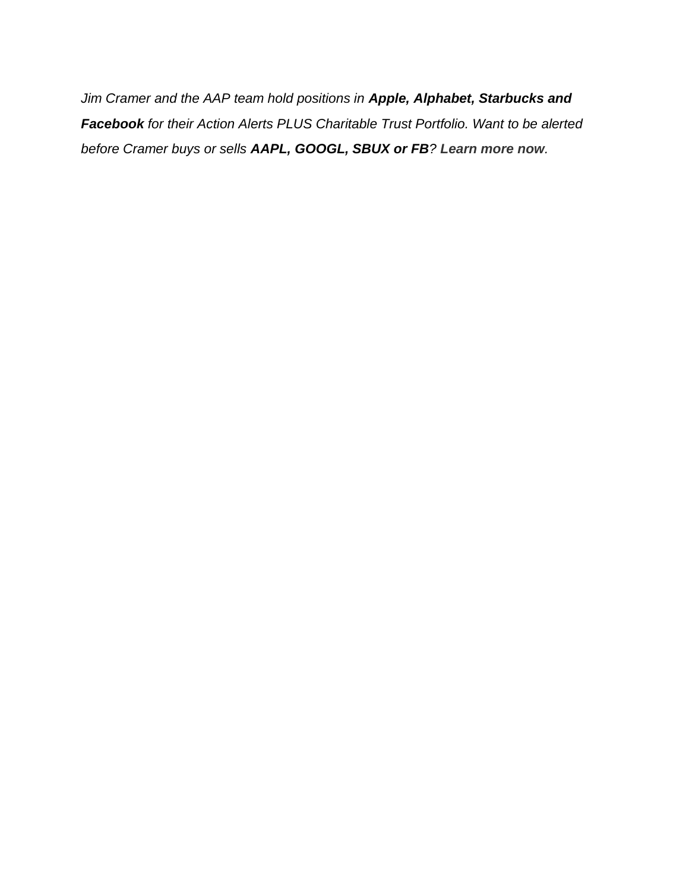*Jim Cramer and the AAP team hold positions in* ***Apple, Alphabet, Starbucks and Facebook*** *for their Action Alerts PLUS Charitable Trust Portfolio. Want to be alerted before Cramer buys or sells* ***AAPL, GOOGL, SBUX or FB****?* ***Learn more now****.*